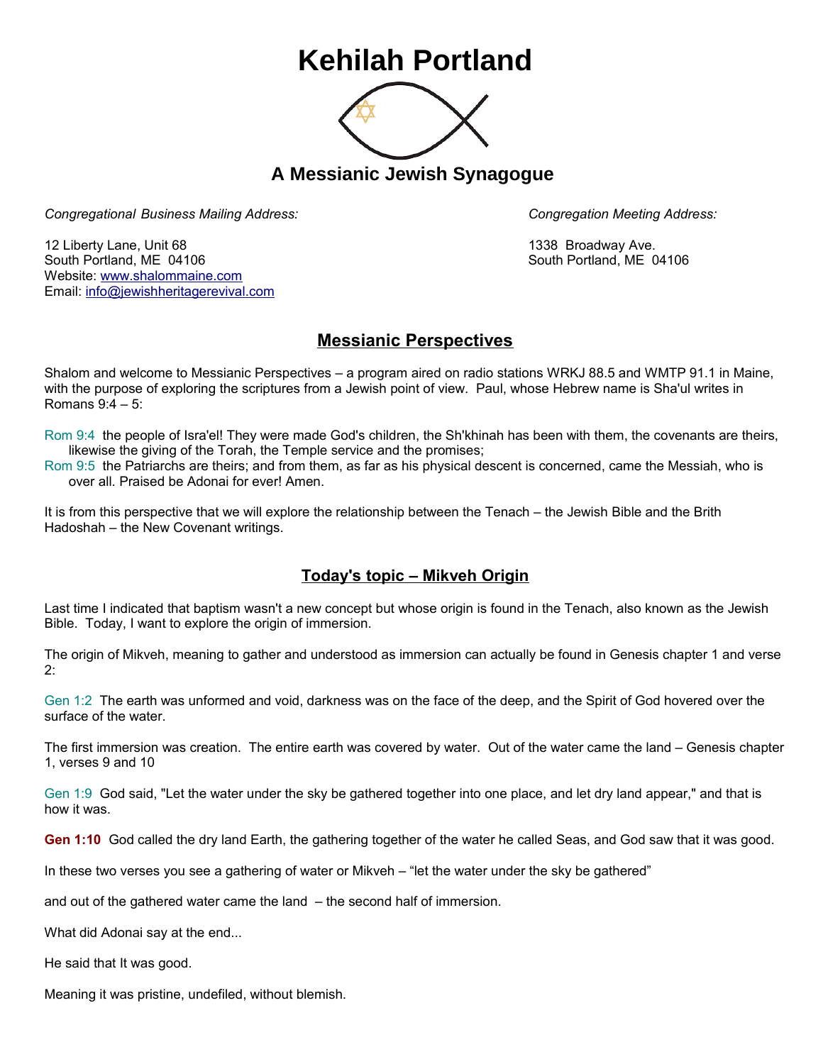# Kehilah Portland

## A Messianic Jewish Synagogue

*Congregational Business Mailing Address:*

12 Liberty Lane, Unit 68
South Portland, ME 04106
Website: www.shalommaine.com
Email: info@jewishheritagerevival.com

*Congregation Meeting Address:*

1338 Broadway Ave.
South Portland, ME 04106

## Messianic Perspectives

Shalom and welcome to Messianic Perspectives – a program aired on radio stations WRKJ 88.5 and WMTP 91.1 in Maine, with the purpose of exploring the scriptures from a Jewish point of view. Paul, whose Hebrew name is Sha'ul writes in Romans 9:4 – 5:

Rom 9:4 the people of Isra'el! They were made God's children, the Sh'khinah has been with them, the covenants are theirs, likewise the giving of the Torah, the Temple service and the promises;
Rom 9:5 the Patriarchs are theirs; and from them, as far as his physical descent is concerned, came the Messiah, who is over all. Praised be Adonai for ever! Amen.

It is from this perspective that we will explore the relationship between the Tenach – the Jewish Bible and the Brith Hadoshah – the New Covenant writings.

## Today's topic – Mikveh Origin

Last time I indicated that baptism wasn't a new concept but whose origin is found in the Tenach, also known as the Jewish Bible. Today, I want to explore the origin of immersion.

The origin of Mikveh, meaning to gather and understood as immersion can actually be found in Genesis chapter 1 and verse 2:

Gen 1:2 The earth was unformed and void, darkness was on the face of the deep, and the Spirit of God hovered over the surface of the water.

The first immersion was creation. The entire earth was covered by water. Out of the water came the land – Genesis chapter 1, verses 9 and 10

Gen 1:9 God said, "Let the water under the sky be gathered together into one place, and let dry land appear," and that is how it was.

**Gen 1:10** God called the dry land Earth, the gathering together of the water he called Seas, and God saw that it was good.

In these two verses you see a gathering of water or Mikveh – "let the water under the sky be gathered"

and out of the gathered water came the land – the second half of immersion.

What did Adonai say at the end...

He said that It was good.

Meaning it was pristine, undefiled, without blemish.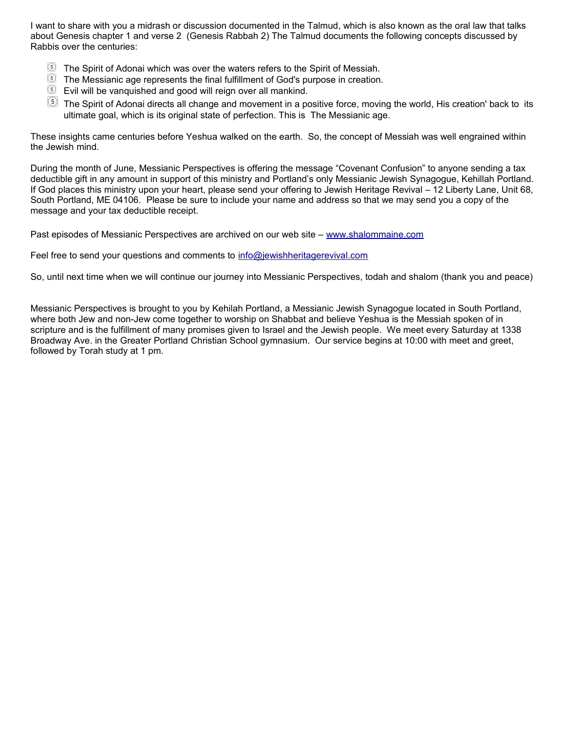I want to share with you a midrash or discussion documented in the Talmud, which is also known as the oral law that talks about Genesis chapter 1 and verse 2 (Genesis Rabbah 2) The Talmud documents the following concepts discussed by Rabbis over the centuries:

- The Spirit of Adonai which was over the waters refers to the Spirit of Messiah.
- The Messianic age represents the final fulfillment of God's purpose in creation.
- Evil will be vanquished and good will reign over all mankind.
- The Spirit of Adonai directs all change and movement in a positive force, moving the world, His creation' back to its ultimate goal, which is its original state of perfection. This is The Messianic age.

These insights came centuries before Yeshua walked on the earth. So, the concept of Messiah was well engrained within the Jewish mind.

During the month of June, Messianic Perspectives is offering the message "Covenant Confusion" to anyone sending a tax deductible gift in any amount in support of this ministry and Portland's only Messianic Jewish Synagogue, Kehillah Portland. If God places this ministry upon your heart, please send your offering to Jewish Heritage Revival – 12 Liberty Lane, Unit 68, South Portland, ME 04106. Please be sure to include your name and address so that we may send you a copy of the message and your tax deductible receipt.

Past episodes of Messianic Perspectives are archived on our web site – www.shalommaine.com

Feel free to send your questions and comments to info@jewishheritagerevival.com

So, until next time when we will continue our journey into Messianic Perspectives, todah and shalom (thank you and peace)

Messianic Perspectives is brought to you by Kehilah Portland, a Messianic Jewish Synagogue located in South Portland, where both Jew and non-Jew come together to worship on Shabbat and believe Yeshua is the Messiah spoken of in scripture and is the fulfillment of many promises given to Israel and the Jewish people. We meet every Saturday at 1338 Broadway Ave. in the Greater Portland Christian School gymnasium. Our service begins at 10:00 with meet and greet, followed by Torah study at 1 pm.